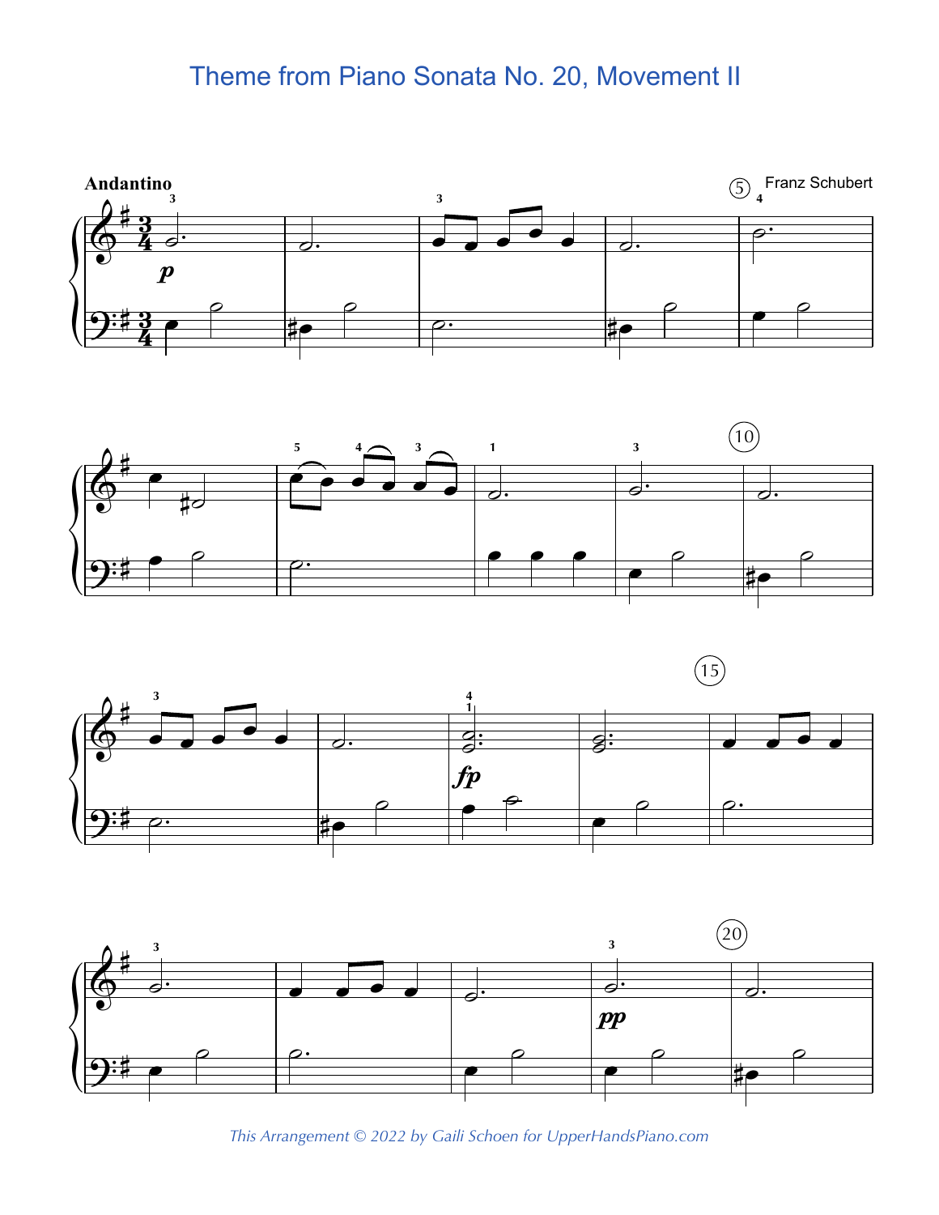# Theme from Piano Sonata No. 20, Movement II

Andantino

Franz Schubert